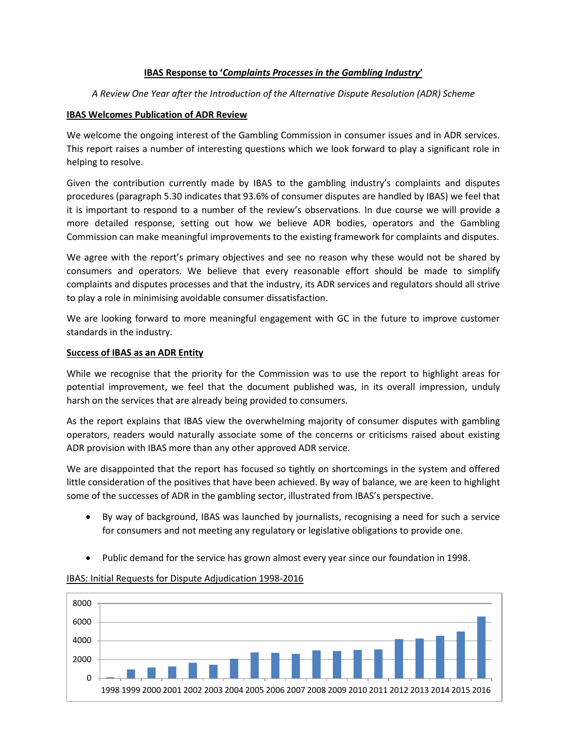**IBAS Response to '*Complaints Processes in the Gambling Industry*'**

*A Review One Year after the Introduction of the Alternative Dispute Resolution (ADR) Scheme*

**IBAS Welcomes Publication of ADR Review**

We welcome the ongoing interest of the Gambling Commission in consumer issues and in ADR services. This report raises a number of interesting questions which we look forward to play a significant role in helping to resolve.

Given the contribution currently made by IBAS to the gambling industry's complaints and disputes procedures (paragraph 5.30 indicates that 93.6% of consumer disputes are handled by IBAS) we feel that it is important to respond to a number of the review's observations. In due course we will provide a more detailed response, setting out how we believe ADR bodies, operators and the Gambling Commission can make meaningful improvements to the existing framework for complaints and disputes.

We agree with the report's primary objectives and see no reason why these would not be shared by consumers and operators. We believe that every reasonable effort should be made to simplify complaints and disputes processes and that the industry, its ADR services and regulators should all strive to play a role in minimising avoidable consumer dissatisfaction.

We are looking forward to more meaningful engagement with GC in the future to improve customer standards in the industry.

**Success of IBAS as an ADR Entity**

While we recognise that the priority for the Commission was to use the report to highlight areas for potential improvement, we feel that the document published was, in its overall impression, unduly harsh on the services that are already being provided to consumers.

As the report explains that IBAS view the overwhelming majority of consumer disputes with gambling operators, readers would naturally associate some of the concerns or criticisms raised about existing ADR provision with IBAS more than any other approved ADR service.

We are disappointed that the report has focused so tightly on shortcomings in the system and offered little consideration of the positives that have been achieved. By way of balance, we are keen to highlight some of the successes of ADR in the gambling sector, illustrated from IBAS's perspective.

- By way of background, IBAS was launched by journalists, recognising a need for such a service for consumers and not meeting any regulatory or legislative obligations to provide one.
- Public demand for the service has grown almost every year since our foundation in 1998.

IBAS: Initial Requests for Dispute Adjudication 1998-2016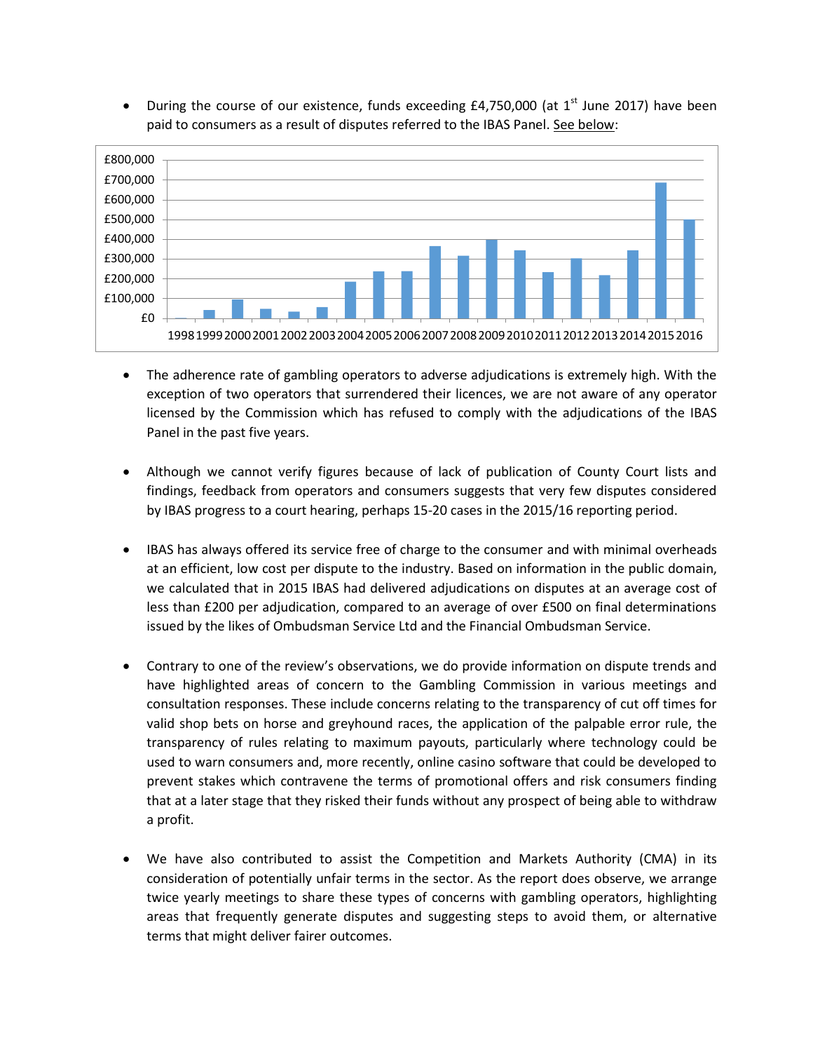- During the course of our existence, funds exceeding £4,750,000 (at 1st June 2017) have been paid to consumers as a result of disputes referred to the IBAS Panel. See below:

- The adherence rate of gambling operators to adverse adjudications is extremely high. With the exception of two operators that surrendered their licences, we are not aware of any operator licensed by the Commission which has refused to comply with the adjudications of the IBAS Panel in the past five years.

- Although we cannot verify figures because of lack of publication of County Court lists and findings, feedback from operators and consumers suggests that very few disputes considered by IBAS progress to a court hearing, perhaps 15-20 cases in the 2015/16 reporting period.

- IBAS has always offered its service free of charge to the consumer and with minimal overheads at an efficient, low cost per dispute to the industry. Based on information in the public domain, we calculated that in 2015 IBAS had delivered adjudications on disputes at an average cost of less than £200 per adjudication, compared to an average of over £500 on final determinations issued by the likes of Ombudsman Service Ltd and the Financial Ombudsman Service.

- Contrary to one of the review's observations, we do provide information on dispute trends and have highlighted areas of concern to the Gambling Commission in various meetings and consultation responses. These include concerns relating to the transparency of cut off times for valid shop bets on horse and greyhound races, the application of the palpable error rule, the transparency of rules relating to maximum payouts, particularly where technology could be used to warn consumers and, more recently, online casino software that could be developed to prevent stakes which contravene the terms of promotional offers and risk consumers finding that at a later stage that they risked their funds without any prospect of being able to withdraw a profit.

- We have also contributed to assist the Competition and Markets Authority (CMA) in its consideration of potentially unfair terms in the sector. As the report does observe, we arrange twice yearly meetings to share these types of concerns with gambling operators, highlighting areas that frequently generate disputes and suggesting steps to avoid them, or alternative terms that might deliver fairer outcomes.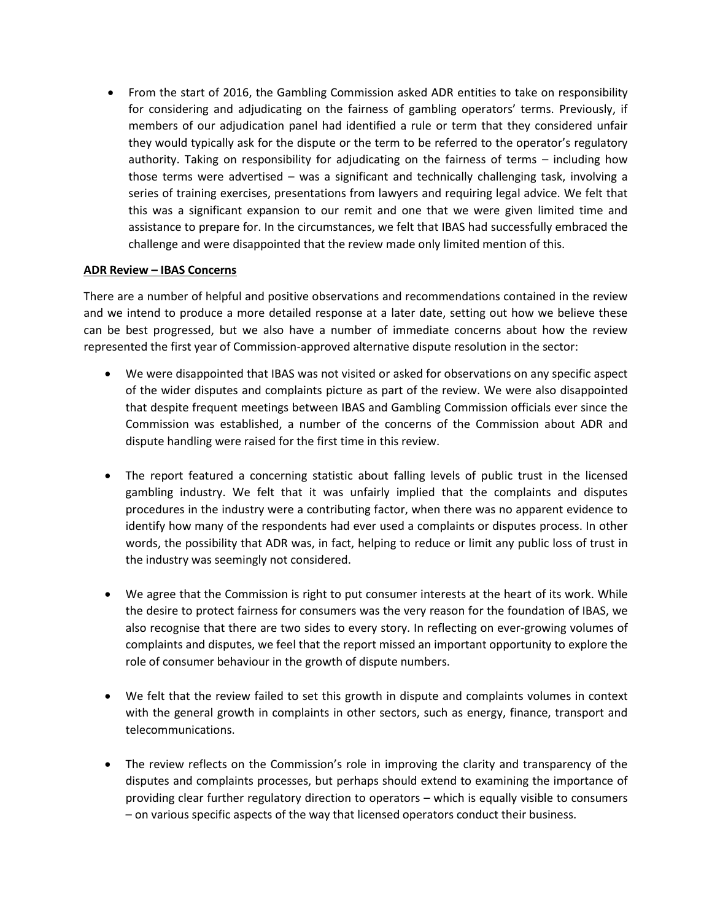- From the start of 2016, the Gambling Commission asked ADR entities to take on responsibility for considering and adjudicating on the fairness of gambling operators' terms. Previously, if members of our adjudication panel had identified a rule or term that they considered unfair they would typically ask for the dispute or the term to be referred to the operator's regulatory authority. Taking on responsibility for adjudicating on the fairness of terms – including how those terms were advertised – was a significant and technically challenging task, involving a series of training exercises, presentations from lawyers and requiring legal advice. We felt that this was a significant expansion to our remit and one that we were given limited time and assistance to prepare for. In the circumstances, we felt that IBAS had successfully embraced the challenge and were disappointed that the review made only limited mention of this.

**ADR Review – IBAS Concerns**

There are a number of helpful and positive observations and recommendations contained in the review and we intend to produce a more detailed response at a later date, setting out how we believe these can be best progressed, but we also have a number of immediate concerns about how the review represented the first year of Commission-approved alternative dispute resolution in the sector:

- We were disappointed that IBAS was not visited or asked for observations on any specific aspect of the wider disputes and complaints picture as part of the review. We were also disappointed that despite frequent meetings between IBAS and Gambling Commission officials ever since the Commission was established, a number of the concerns of the Commission about ADR and dispute handling were raised for the first time in this review.

- The report featured a concerning statistic about falling levels of public trust in the licensed gambling industry. We felt that it was unfairly implied that the complaints and disputes procedures in the industry were a contributing factor, when there was no apparent evidence to identify how many of the respondents had ever used a complaints or disputes process. In other words, the possibility that ADR was, in fact, helping to reduce or limit any public loss of trust in the industry was seemingly not considered.

- We agree that the Commission is right to put consumer interests at the heart of its work. While the desire to protect fairness for consumers was the very reason for the foundation of IBAS, we also recognise that there are two sides to every story. In reflecting on ever-growing volumes of complaints and disputes, we feel that the report missed an important opportunity to explore the role of consumer behaviour in the growth of dispute numbers.

- We felt that the review failed to set this growth in dispute and complaints volumes in context with the general growth in complaints in other sectors, such as energy, finance, transport and telecommunications.

- The review reflects on the Commission's role in improving the clarity and transparency of the disputes and complaints processes, but perhaps should extend to examining the importance of providing clear further regulatory direction to operators – which is equally visible to consumers – on various specific aspects of the way that licensed operators conduct their business.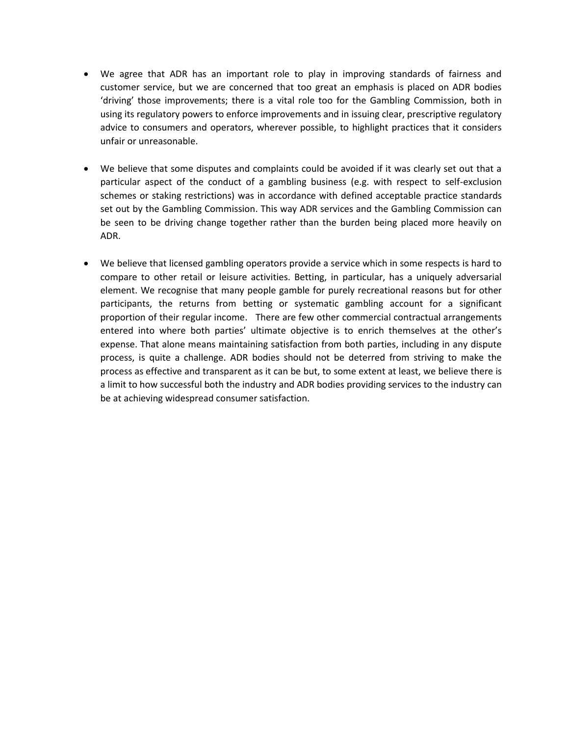- We agree that ADR has an important role to play in improving standards of fairness and customer service, but we are concerned that too great an emphasis is placed on ADR bodies 'driving' those improvements; there is a vital role too for the Gambling Commission, both in using its regulatory powers to enforce improvements and in issuing clear, prescriptive regulatory advice to consumers and operators, wherever possible, to highlight practices that it considers unfair or unreasonable.

- We believe that some disputes and complaints could be avoided if it was clearly set out that a particular aspect of the conduct of a gambling business (e.g. with respect to self-exclusion schemes or staking restrictions) was in accordance with defined acceptable practice standards set out by the Gambling Commission. This way ADR services and the Gambling Commission can be seen to be driving change together rather than the burden being placed more heavily on ADR.

- We believe that licensed gambling operators provide a service which in some respects is hard to compare to other retail or leisure activities. Betting, in particular, has a uniquely adversarial element. We recognise that many people gamble for purely recreational reasons but for other participants, the returns from betting or systematic gambling account for a significant proportion of their regular income. There are few other commercial contractual arrangements entered into where both parties' ultimate objective is to enrich themselves at the other's expense. That alone means maintaining satisfaction from both parties, including in any dispute process, is quite a challenge. ADR bodies should not be deterred from striving to make the process as effective and transparent as it can be but, to some extent at least, we believe there is a limit to how successful both the industry and ADR bodies providing services to the industry can be at achieving widespread consumer satisfaction.